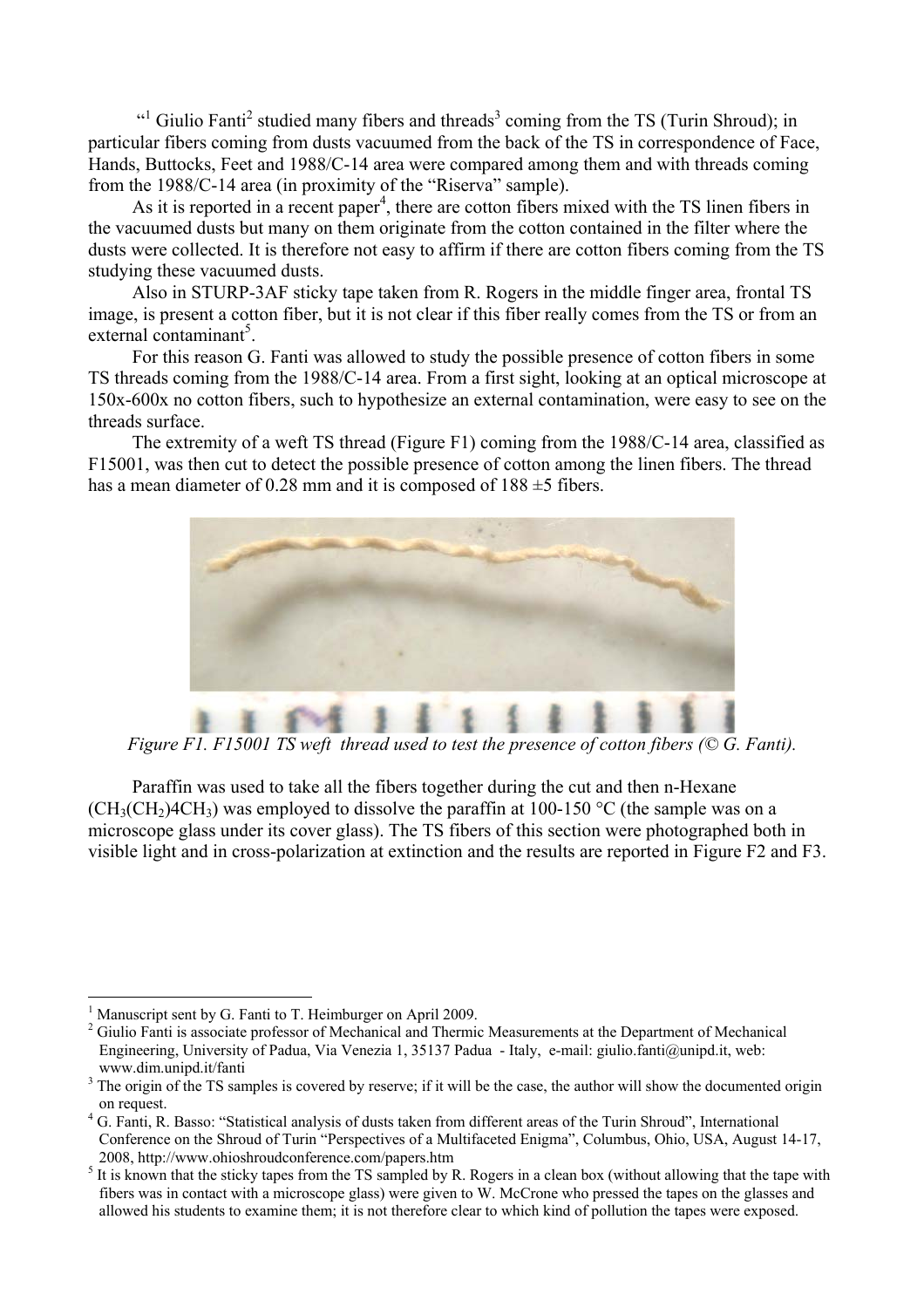"[1] Giulio Fanti[2] studied many fibers and threads[3] coming from the TS (Turin Shroud); in particular fibers coming from dusts vacuumed from the back of the TS in correspondence of Face, Hands, Buttocks, Feet and 1988/C-14 area were compared among them and with threads coming from the 1988/C-14 area (in proximity of the "Riserva" sample).

As it is reported in a recent paper[4], there are cotton fibers mixed with the TS linen fibers in the vacuumed dusts but many on them originate from the cotton contained in the filter where the dusts were collected. It is therefore not easy to affirm if there are cotton fibers coming from the TS studying these vacuumed dusts.

Also in STURP-3AF sticky tape taken from R. Rogers in the middle finger area, frontal TS image, is present a cotton fiber, but it is not clear if this fiber really comes from the TS or from an external contaminant[5].

For this reason G. Fanti was allowed to study the possible presence of cotton fibers in some TS threads coming from the 1988/C-14 area. From a first sight, looking at an optical microscope at 150x-600x no cotton fibers, such to hypothesize an external contamination, were easy to see on the threads surface.

The extremity of a weft TS thread (Figure F1) coming from the 1988/C-14 area, classified as F15001, was then cut to detect the possible presence of cotton among the linen fibers. The thread has a mean diameter of 0.28 mm and it is composed of 188 ±5 fibers.

*Figure F1. F15001 TS weft thread used to test the presence of cotton fibers (© G. Fanti).*

Paraffin was used to take all the fibers together during the cut and then n-Hexane ($CH_3(CH_2)4CH_3$) was employed to dissolve the paraffin at 100-150 °C (the sample was on a microscope glass under its cover glass). The TS fibers of this section were photographed both in visible light and in cross-polarization at extinction and the results are reported in Figure F2 and F3.

---

[1] Manuscript sent by G. Fanti to T. Heimburger on April 2009.

[2] Giulio Fanti is associate professor of Mechanical and Thermic Measurements at the Department of Mechanical Engineering, University of Padua, Via Venezia 1, 35137 Padua - Italy, e-mail: giulio.fanti@unipd.it, web: www.dim.unipd.it/fanti

[3] The origin of the TS samples is covered by reserve; if it will be the case, the author will show the documented origin on request.

[4] G. Fanti, R. Basso: "Statistical analysis of dusts taken from different areas of the Turin Shroud", International Conference on the Shroud of Turin "Perspectives of a Multifaceted Enigma", Columbus, Ohio, USA, August 14-17, 2008, http://www.ohioshroudconference.com/papers.htm

[5] It is known that the sticky tapes from the TS sampled by R. Rogers in a clean box (without allowing that the tape with fibers was in contact with a microscope glass) were given to W. McCrone who pressed the tapes on the glasses and allowed his students to examine them; it is not therefore clear to which kind of pollution the tapes were exposed.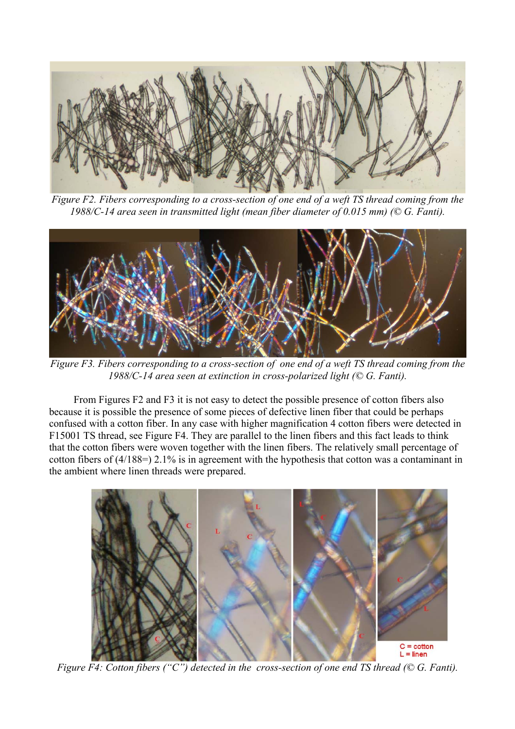*Figure F2. Fibers corresponding to a cross-section of one end of a weft TS thread coming from the 1988/C-14 area seen in transmitted light (mean fiber diameter of 0.015 mm) (© G. Fanti).*

*Figure F3. Fibers corresponding to a cross-section of one end of a weft TS thread coming from the 1988/C-14 area seen at extinction in cross-polarized light (© G. Fanti).*

From Figures F2 and F3 it is not easy to detect the possible presence of cotton fibers also because it is possible the presence of some pieces of defective linen fiber that could be perhaps confused with a cotton fiber. In any case with higher magnification 4 cotton fibers were detected in F15001 TS thread, see Figure F4. They are parallel to the linen fibers and this fact leads to think that the cotton fibers were woven together with the linen fibers. The relatively small percentage of cotton fibers of (4/188=) 2.1% is in agreement with the hypothesis that cotton was a contaminant in the ambient where linen threads were prepared.

C = cotton
L = linen

*Figure F4: Cotton fibers ("C") detected in the cross-section of one end TS thread (© G. Fanti).*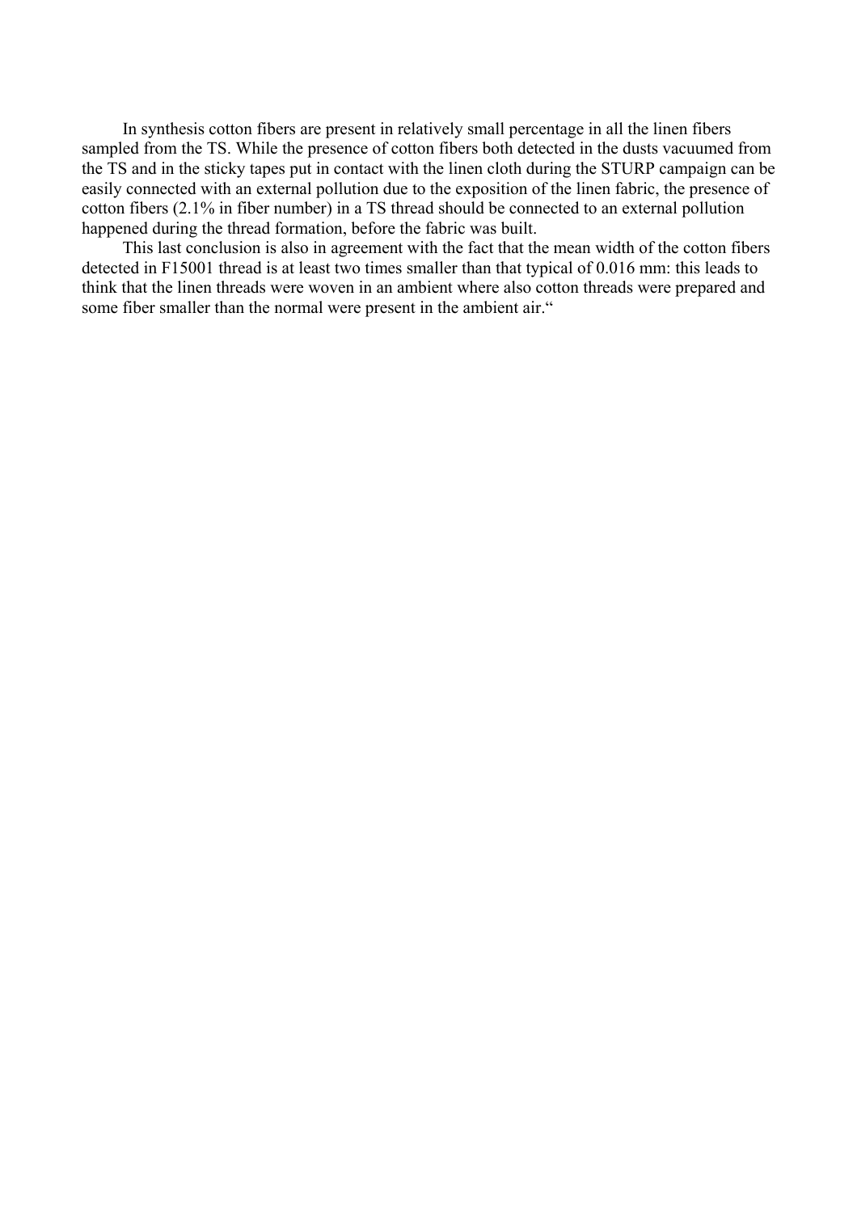In synthesis cotton fibers are present in relatively small percentage in all the linen fibers sampled from the TS. While the presence of cotton fibers both detected in the dusts vacuumed from the TS and in the sticky tapes put in contact with the linen cloth during the STURP campaign can be easily connected with an external pollution due to the exposition of the linen fabric, the presence of cotton fibers (2.1% in fiber number) in a TS thread should be connected to an external pollution happened during the thread formation, before the fabric was built.

This last conclusion is also in agreement with the fact that the mean width of the cotton fibers detected in F15001 thread is at least two times smaller than that typical of 0.016 mm: this leads to think that the linen threads were woven in an ambient where also cotton threads were prepared and some fiber smaller than the normal were present in the ambient air."